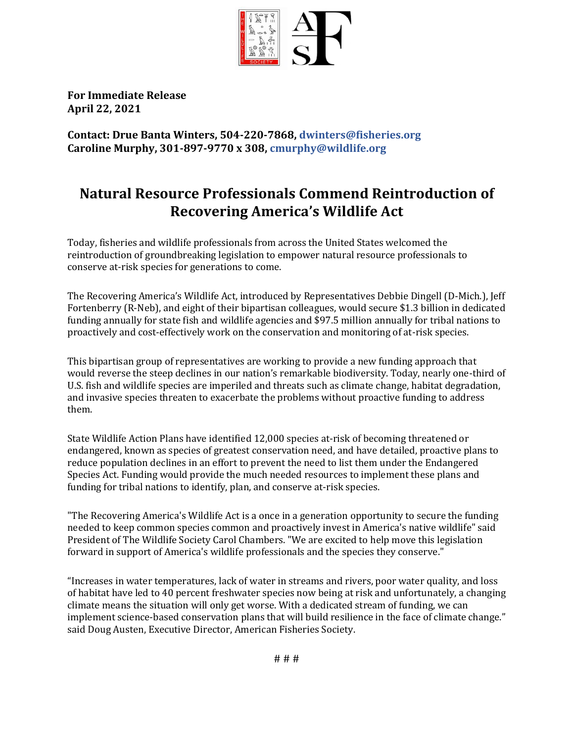**For Immediate Release**
**April 22, 2021**

**Contact: Drue Banta Winters, 504-220-7868, dwinters@fisheries.org**
**Caroline Murphy, 301-897-9770 x 308, cmurphy@wildlife.org**

# Natural Resource Professionals Commend Reintroduction of Recovering America's Wildlife Act

Today, fisheries and wildlife professionals from across the United States welcomed the reintroduction of groundbreaking legislation to empower natural resource professionals to conserve at-risk species for generations to come.

The Recovering America's Wildlife Act, introduced by Representatives Debbie Dingell (D-Mich.), Jeff Fortenberry (R-Neb), and eight of their bipartisan colleagues, would secure $1.3 billion in dedicated funding annually for state fish and wildlife agencies and $97.5 million annually for tribal nations to proactively and cost-effectively work on the conservation and monitoring of at-risk species.

This bipartisan group of representatives are working to provide a new funding approach that would reverse the steep declines in our nation's remarkable biodiversity. Today, nearly one-third of U.S. fish and wildlife species are imperiled and threats such as climate change, habitat degradation, and invasive species threaten to exacerbate the problems without proactive funding to address them.

State Wildlife Action Plans have identified 12,000 species at-risk of becoming threatened or endangered, known as species of greatest conservation need, and have detailed, proactive plans to reduce population declines in an effort to prevent the need to list them under the Endangered Species Act. Funding would provide the much needed resources to implement these plans and funding for tribal nations to identify, plan, and conserve at-risk species.

"The Recovering America's Wildlife Act is a once in a generation opportunity to secure the funding needed to keep common species common and proactively invest in America's native wildlife" said President of The Wildlife Society Carol Chambers. "We are excited to help move this legislation forward in support of America's wildlife professionals and the species they conserve."

"Increases in water temperatures, lack of water in streams and rivers, poor water quality, and loss of habitat have led to 40 percent freshwater species now being at risk and unfortunately, a changing climate means the situation will only get worse. With a dedicated stream of funding, we can implement science-based conservation plans that will build resilience in the face of climate change." said Doug Austen, Executive Director, American Fisheries Society.

# # #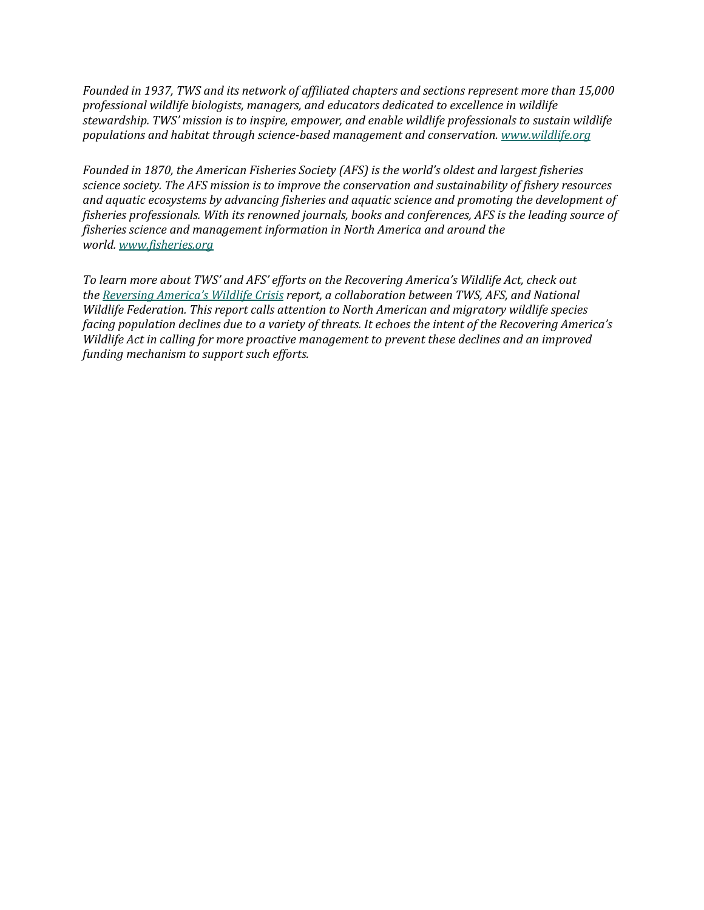*Founded in 1937, TWS and its network of affiliated chapters and sections represent more than 15,000 professional wildlife biologists, managers, and educators dedicated to excellence in wildlife stewardship. TWS' mission is to inspire, empower, and enable wildlife professionals to sustain wildlife populations and habitat through science-based management and conservation. [www.wildlife.org](http://www.wildlife.org)*

*Founded in 1870, the American Fisheries Society (AFS) is the world's oldest and largest fisheries science society. The AFS mission is to improve the conservation and sustainability of fishery resources and aquatic ecosystems by advancing fisheries and aquatic science and promoting the development of fisheries professionals. With its renowned journals, books and conferences, AFS is the leading source of fisheries science and management information in North America and around the world. [www.fisheries.org](http://www.fisheries.org)*

*To learn more about TWS' and AFS' efforts on the Recovering America's Wildlife Act, check out the [Reversing America's Wildlife Crisis](#) report, a collaboration between TWS, AFS, and National Wildlife Federation. This report calls attention to North American and migratory wildlife species facing population declines due to a variety of threats. It echoes the intent of the Recovering America's Wildlife Act in calling for more proactive management to prevent these declines and an improved funding mechanism to support such efforts.*